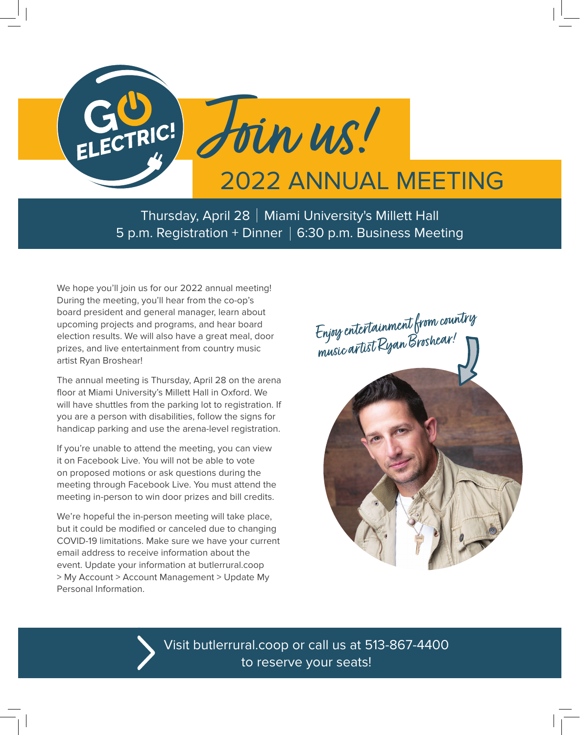GO ELECTRIC!

# Join us!

## 2022 ANNUAL MEETING

Thursday, April 28 | Miami University's Millett Hall
5 p.m. Registration + Dinner | 6:30 p.m. Business Meeting

We hope you'll join us for our 2022 annual meeting! During the meeting, you'll hear from the co-op's board president and general manager, learn about upcoming projects and programs, and hear board election results. We will also have a great meal, door prizes, and live entertainment from country music artist Ryan Broshear!

The annual meeting is Thursday, April 28 on the arena floor at Miami University's Millett Hall in Oxford. We will have shuttles from the parking lot to registration. If you are a person with disabilities, follow the signs for handicap parking and use the arena-level registration.

If you're unable to attend the meeting, you can view it on Facebook Live. You will not be able to vote on proposed motions or ask questions during the meeting through Facebook Live. You must attend the meeting in-person to win door prizes and bill credits.

We're hopeful the in-person meeting will take place, but it could be modified or canceled due to changing COVID-19 limitations. Make sure we have your current email address to receive information about the event. Update your information at butlerrural.coop > My Account > Account Management > Update My Personal Information.

*Enjoy entertainment from country music artist Ryan Broshear!*

Visit butlerrural.coop or call us at 513-867-4400 to reserve your seats!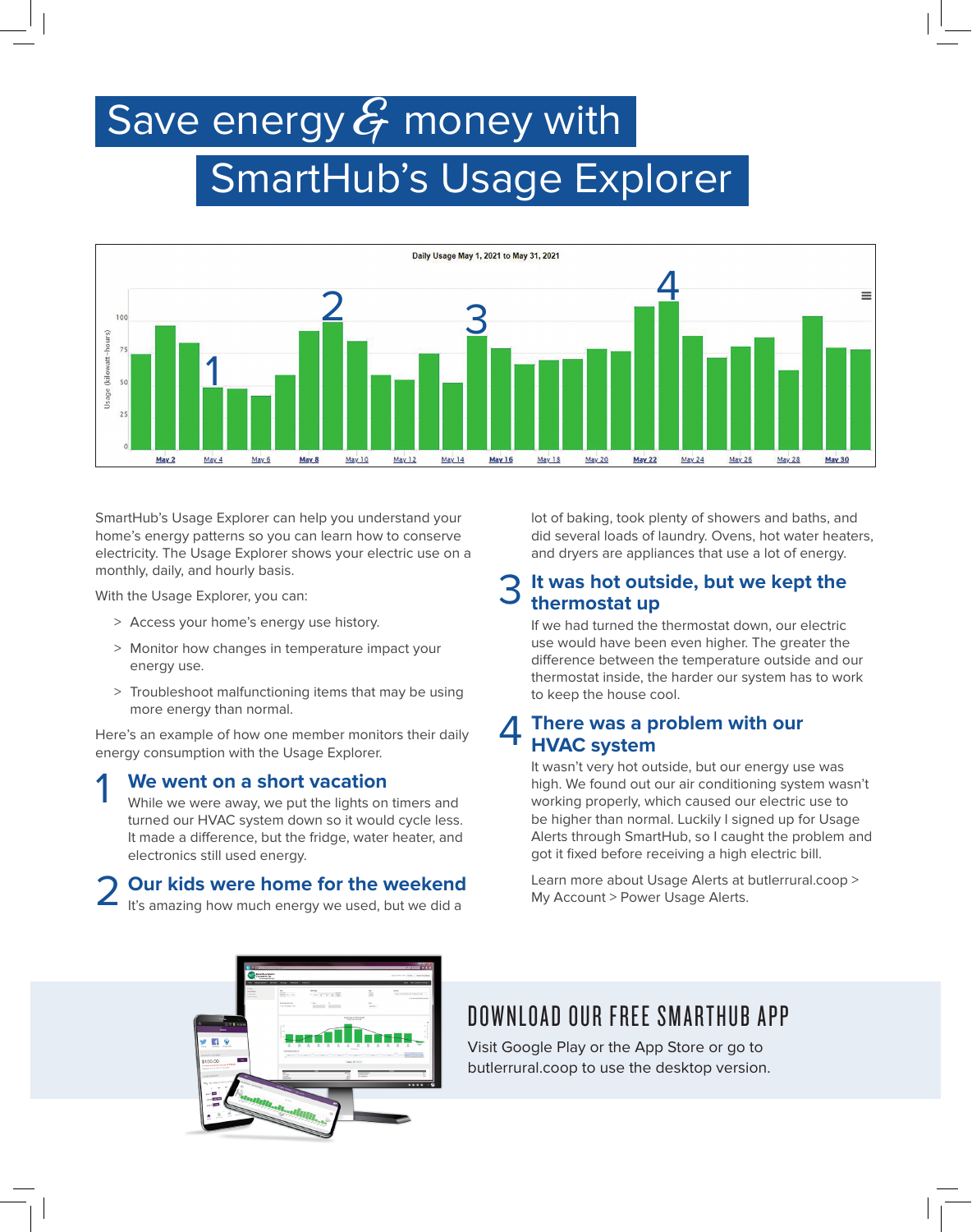# Save energy & money with SmartHub's Usage Explorer

Daily Usage May 1, 2021 to May 31, 2021

Usage (kilowatt-hours)

0
25
50
75
100

May 2 May 4 May 6 May 8 May 10 May 12 May 14 May 16 May 18 May 20 May 22 May 24 May 26 May 28 May 30

1
2
3
4

SmartHub's Usage Explorer can help you understand your home's energy patterns so you can learn how to conserve electricity. The Usage Explorer shows your electric use on a monthly, daily, and hourly basis.

With the Usage Explorer, you can:

- Access your home's energy use history.
- Monitor how changes in temperature impact your energy use.
- Troubleshoot malfunctioning items that may be using more energy than normal.

Here's an example of how one member monitors their daily energy consumption with the Usage Explorer.

## 1 We went on a short vacation

While we were away, we put the lights on timers and turned our HVAC system down so it would cycle less. It made a difference, but the fridge, water heater, and electronics still used energy.

## 2 Our kids were home for the weekend

It's amazing how much energy we used, but we did a lot of baking, took plenty of showers and baths, and did several loads of laundry. Ovens, hot water heaters, and dryers are appliances that use a lot of energy.

## 3 It was hot outside, but we kept the thermostat up

If we had turned the thermostat down, our electric use would have been even higher. The greater the difference between the temperature outside and our thermostat inside, the harder our system has to work to keep the house cool.

## 4 There was a problem with our HVAC system

It wasn't very hot outside, but our energy use was high. We found out our air conditioning system wasn't working properly, which caused our electric use to be higher than normal. Luckily I signed up for Usage Alerts through SmartHub, so I caught the problem and got it fixed before receiving a high electric bill.

Learn more about Usage Alerts at butlerrural.coop > My Account > Power Usage Alerts.

## DOWNLOAD OUR FREE SMARTHUB APP

Visit Google Play or the App Store or go to butlerrural.coop to use the desktop version.